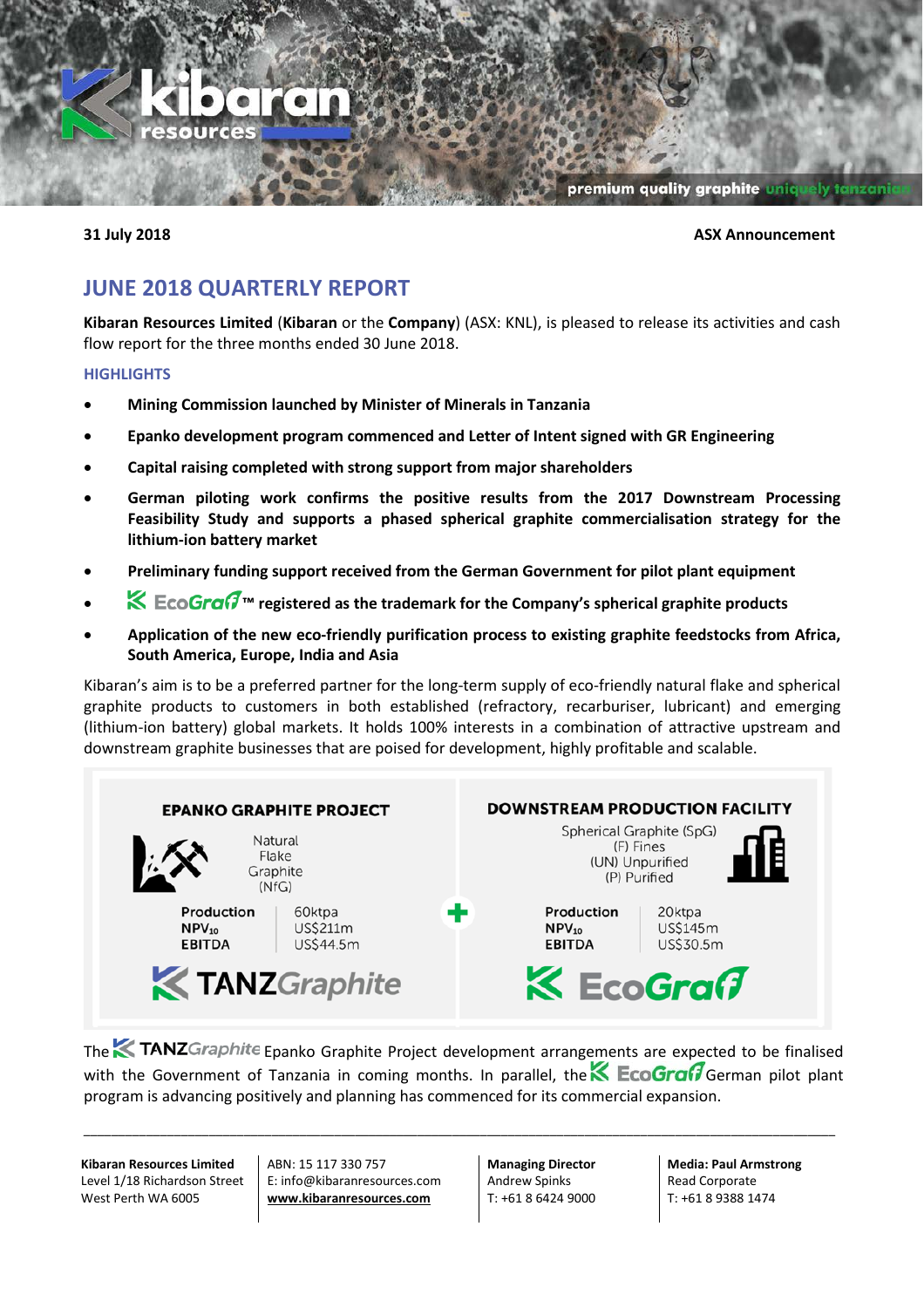**31 July 2018** **ASX Announcement**

# JUNE 2018 QUARTERLY REPORT

**Kibaran Resources Limited** (**Kibaran** or the **Company**) (ASX: KNL), is pleased to release its activities and cash flow report for the three months ended 30 June 2018.

## HIGHLIGHTS

- **Mining Commission launched by Minister of Minerals in Tanzania**
- **Epanko development program commenced and Letter of Intent signed with GR Engineering**
- **Capital raising completed with strong support from major shareholders**
- **German piloting work confirms the positive results from the 2017 Downstream Processing Feasibility Study and supports a phased spherical graphite commercialisation strategy for the lithium-ion battery market**
- **Preliminary funding support received from the German Government for pilot plant equipment**
- **EcoGraf™ registered as the trademark for the Company's spherical graphite products**
- **Application of the new eco-friendly purification process to existing graphite feedstocks from Africa, South America, Europe, India and Asia**

Kibaran's aim is to be a preferred partner for the long-term supply of eco-friendly natural flake and spherical graphite products to customers in both established (refractory, recarburiser, lubricant) and emerging (lithium-ion battery) global markets. It holds 100% interests in a combination of attractive upstream and downstream graphite businesses that are poised for development, highly profitable and scalable.

| EPANKO GRAPHITE PROJECT | | | DOWNSTREAM PRODUCTION FACILITY | |
|---|---|---|---|---|
| Natural Flake Graphite (NfG) | | + | Spherical Graphite (SpG) (F) Fines (UN) Unpurified (P) Purified | |
| Production | 60ktpa | | Production | 20ktpa |
| $NPV_{10}$ | US$211m | | $NPV_{10}$ | US$145m |
| EBITDA | US$44.5m | | EBITDA | US$30.5m |
| TANZGraphite | | | EcoGraf | |

The TANZGraphite Epanko Graphite Project development arrangements are expected to be finalised with the Government of Tanzania in coming months. In parallel, the EcoGraf German pilot plant program is advancing positively and planning has commenced for its commercial expansion.

---

**Kibaran Resources Limited**
Level 1/18 Richardson Street
West Perth WA 6005

ABN: 15 117 330 757
E: info@kibaranresources.com
**www.kibaranresources.com**

**Managing Director**
Andrew Spinks
T: +61 8 6424 9000

**Media: Paul Armstrong**
Read Corporate
T: +61 8 9388 1474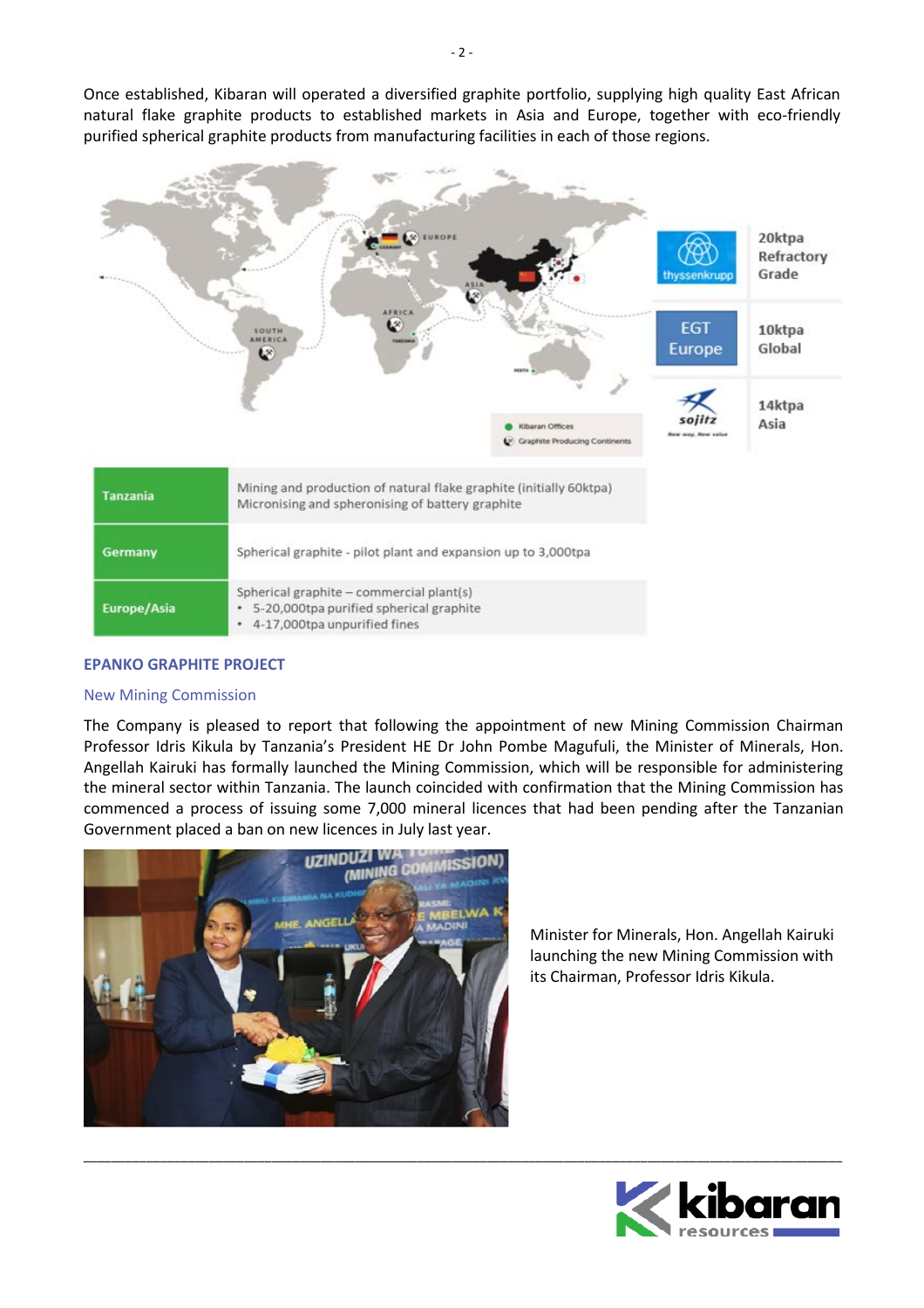Once established, Kibaran will operated a diversified graphite portfolio, supplying high quality East African natural flake graphite products to established markets in Asia and Europe, together with eco-friendly purified spherical graphite products from manufacturing facilities in each of those regions.

| | |
|---|---|
| thyssenkrupp | 20ktpa Refractory Grade |
| EGT Europe | 10ktpa Global |
| sojitz | 14ktpa Asia |

| | |
|---|---|
| **Tanzania** | Mining and production of natural flake graphite (initially 60ktpa)<br>Micronising and spheronising of battery graphite |
| **Germany** | Spherical graphite - pilot plant and expansion up to 3,000tpa |
| **Europe/Asia** | Spherical graphite – commercial plant(s)<br>• 5-20,000tpa purified spherical graphite<br>• 4-17,000tpa unpurified fines |

## EPANKO GRAPHITE PROJECT

### New Mining Commission

The Company is pleased to report that following the appointment of new Mining Commission Chairman Professor Idris Kikula by Tanzania's President HE Dr John Pombe Magufuli, the Minister of Minerals, Hon. Angellah Kairuki has formally launched the Mining Commission, which will be responsible for administering the mineral sector within Tanzania. The launch coincided with confirmation that the Mining Commission has commenced a process of issuing some 7,000 mineral licences that had been pending after the Tanzanian Government placed a ban on new licences in July last year.

Minister for Minerals, Hon. Angellah Kairuki launching the new Mining Commission with its Chairman, Professor Idris Kikula.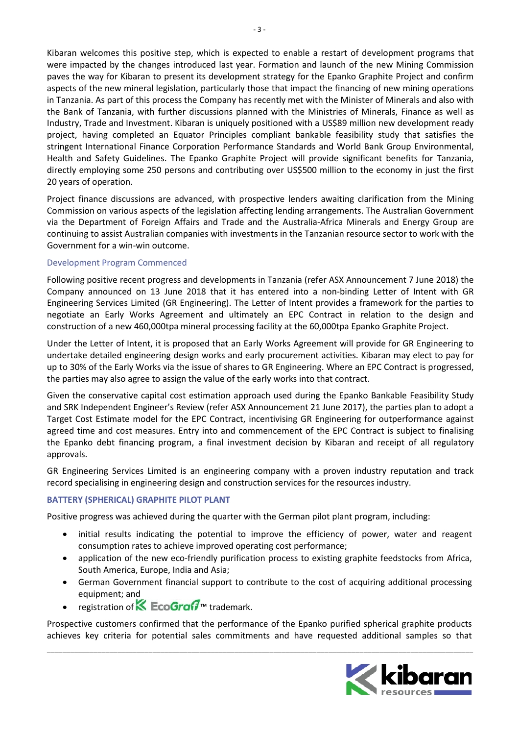Kibaran welcomes this positive step, which is expected to enable a restart of development programs that were impacted by the changes introduced last year. Formation and launch of the new Mining Commission paves the way for Kibaran to present its development strategy for the Epanko Graphite Project and confirm aspects of the new mineral legislation, particularly those that impact the financing of new mining operations in Tanzania. As part of this process the Company has recently met with the Minister of Minerals and also with the Bank of Tanzania, with further discussions planned with the Ministries of Minerals, Finance as well as Industry, Trade and Investment. Kibaran is uniquely positioned with a US$89 million new development ready project, having completed an Equator Principles compliant bankable feasibility study that satisfies the stringent International Finance Corporation Performance Standards and World Bank Group Environmental, Health and Safety Guidelines. The Epanko Graphite Project will provide significant benefits for Tanzania, directly employing some 250 persons and contributing over US$500 million to the economy in just the first 20 years of operation.

Project finance discussions are advanced, with prospective lenders awaiting clarification from the Mining Commission on various aspects of the legislation affecting lending arrangements. The Australian Government via the Department of Foreign Affairs and Trade and the Australia-Africa Minerals and Energy Group are continuing to assist Australian companies with investments in the Tanzanian resource sector to work with the Government for a win-win outcome.

### Development Program Commenced

Following positive recent progress and developments in Tanzania (refer ASX Announcement 7 June 2018) the Company announced on 13 June 2018 that it has entered into a non-binding Letter of Intent with GR Engineering Services Limited (GR Engineering). The Letter of Intent provides a framework for the parties to negotiate an Early Works Agreement and ultimately an EPC Contract in relation to the design and construction of a new 460,000tpa mineral processing facility at the 60,000tpa Epanko Graphite Project.

Under the Letter of Intent, it is proposed that an Early Works Agreement will provide for GR Engineering to undertake detailed engineering design works and early procurement activities. Kibaran may elect to pay for up to 30% of the Early Works via the issue of shares to GR Engineering. Where an EPC Contract is progressed, the parties may also agree to assign the value of the early works into that contract.

Given the conservative capital cost estimation approach used during the Epanko Bankable Feasibility Study and SRK Independent Engineer's Review (refer ASX Announcement 21 June 2017), the parties plan to adopt a Target Cost Estimate model for the EPC Contract, incentivising GR Engineering for outperformance against agreed time and cost measures. Entry into and commencement of the EPC Contract is subject to finalising the Epanko debt financing program, a final investment decision by Kibaran and receipt of all regulatory approvals.

GR Engineering Services Limited is an engineering company with a proven industry reputation and track record specialising in engineering design and construction services for the resources industry.

## BATTERY (SPHERICAL) GRAPHITE PILOT PLANT

Positive progress was achieved during the quarter with the German pilot plant program, including:

- initial results indicating the potential to improve the efficiency of power, water and reagent consumption rates to achieve improved operating cost performance;
- application of the new eco-friendly purification process to existing graphite feedstocks from Africa, South America, Europe, India and Asia;
- German Government financial support to contribute to the cost of acquiring additional processing equipment; and
- registration of EcoGraf™ trademark.

Prospective customers confirmed that the performance of the Epanko purified spherical graphite products achieves key criteria for potential sales commitments and have requested additional samples so that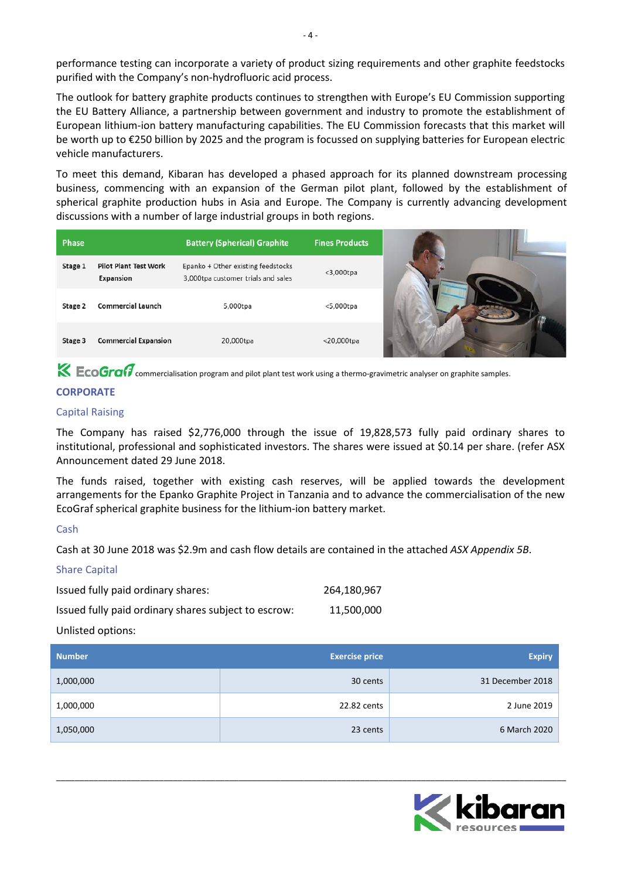performance testing can incorporate a variety of product sizing requirements and other graphite feedstocks purified with the Company's non-hydrofluoric acid process.

The outlook for battery graphite products continues to strengthen with Europe's EU Commission supporting the EU Battery Alliance, a partnership between government and industry to promote the establishment of European lithium-ion battery manufacturing capabilities. The EU Commission forecasts that this market will be worth up to €250 billion by 2025 and the program is focussed on supplying batteries for European electric vehicle manufacturers.

To meet this demand, Kibaran has developed a phased approach for its planned downstream processing business, commencing with an expansion of the German pilot plant, followed by the establishment of spherical graphite production hubs in Asia and Europe. The Company is currently advancing development discussions with a number of large industrial groups in both regions.

| Phase | | Battery (Spherical) Graphite | Fines Products |
|---|---|---|---|
| Stage 1 | Pilot Plant Test Work Expansion | Epanko + Other existing feedstocks 3,000tpa customer trials and sales | <3,000tpa |
| Stage 2 | Commercial Launch | 5,000tpa | <5,000tpa |
| Stage 3 | Commercial Expansion | 20,000tpa | <20,000tpa |

EcoGraf commercialisation program and pilot plant test work using a thermo-gravimetric analyser on graphite samples.

## CORPORATE

### Capital Raising

The Company has raised $2,776,000 through the issue of 19,828,573 fully paid ordinary shares to institutional, professional and sophisticated investors. The shares were issued at $0.14 per share. (refer ASX Announcement dated 29 June 2018.

The funds raised, together with existing cash reserves, will be applied towards the development arrangements for the Epanko Graphite Project in Tanzania and to advance the commercialisation of the new EcoGraf spherical graphite business for the lithium-ion battery market.

### Cash

Cash at 30 June 2018 was $2.9m and cash flow details are contained in the attached *ASX Appendix 5B*.

### Share Capital

| | |
|---|---|
| Issued fully paid ordinary shares: | 264,180,967 |
| Issued fully paid ordinary shares subject to escrow: | 11,500,000 |

Unlisted options:

| Number | Exercise price | Expiry |
|---|---|---|
| 1,000,000 | 30 cents | 31 December 2018 |
| 1,000,000 | 22.82 cents | 2 June 2019 |
| 1,050,000 | 23 cents | 6 March 2020 |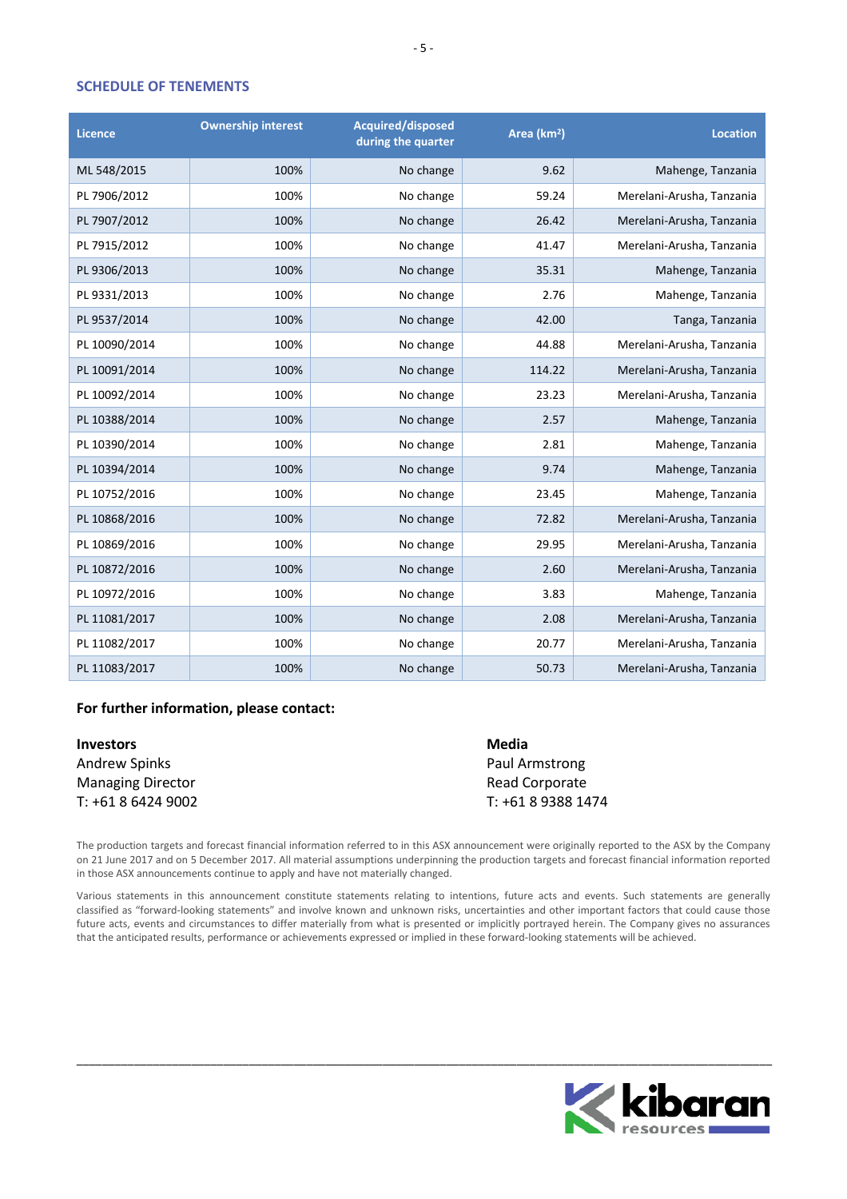## SCHEDULE OF TENEMENTS

| Licence | Ownership interest | Acquired/disposed during the quarter | Area (km$^2$) | Location |
|---|---|---|---|---|
| ML 548/2015 | 100% | No change | 9.62 | Mahenge, Tanzania |
| PL 7906/2012 | 100% | No change | 59.24 | Merelani-Arusha, Tanzania |
| PL 7907/2012 | 100% | No change | 26.42 | Merelani-Arusha, Tanzania |
| PL 7915/2012 | 100% | No change | 41.47 | Merelani-Arusha, Tanzania |
| PL 9306/2013 | 100% | No change | 35.31 | Mahenge, Tanzania |
| PL 9331/2013 | 100% | No change | 2.76 | Mahenge, Tanzania |
| PL 9537/2014 | 100% | No change | 42.00 | Tanga, Tanzania |
| PL 10090/2014 | 100% | No change | 44.88 | Merelani-Arusha, Tanzania |
| PL 10091/2014 | 100% | No change | 114.22 | Merelani-Arusha, Tanzania |
| PL 10092/2014 | 100% | No change | 23.23 | Merelani-Arusha, Tanzania |
| PL 10388/2014 | 100% | No change | 2.57 | Mahenge, Tanzania |
| PL 10390/2014 | 100% | No change | 2.81 | Mahenge, Tanzania |
| PL 10394/2014 | 100% | No change | 9.74 | Mahenge, Tanzania |
| PL 10752/2016 | 100% | No change | 23.45 | Mahenge, Tanzania |
| PL 10868/2016 | 100% | No change | 72.82 | Merelani-Arusha, Tanzania |
| PL 10869/2016 | 100% | No change | 29.95 | Merelani-Arusha, Tanzania |
| PL 10872/2016 | 100% | No change | 2.60 | Merelani-Arusha, Tanzania |
| PL 10972/2016 | 100% | No change | 3.83 | Mahenge, Tanzania |
| PL 11081/2017 | 100% | No change | 2.08 | Merelani-Arusha, Tanzania |
| PL 11082/2017 | 100% | No change | 20.77 | Merelani-Arusha, Tanzania |
| PL 11083/2017 | 100% | No change | 50.73 | Merelani-Arusha, Tanzania |

**For further information, please contact:**

**Investors**
Andrew Spinks
Managing Director
T: +61 8 6424 9002

**Media**
Paul Armstrong
Read Corporate
T: +61 8 9388 1474

The production targets and forecast financial information referred to in this ASX announcement were originally reported to the ASX by the Company on 21 June 2017 and on 5 December 2017. All material assumptions underpinning the production targets and forecast financial information reported in those ASX announcements continue to apply and have not materially changed.

Various statements in this announcement constitute statements relating to intentions, future acts and events. Such statements are generally classified as "forward-looking statements" and involve known and unknown risks, uncertainties and other important factors that could cause those future acts, events and circumstances to differ materially from what is presented or implicitly portrayed herein. The Company gives no assurances that the anticipated results, performance or achievements expressed or implied in these forward-looking statements will be achieved.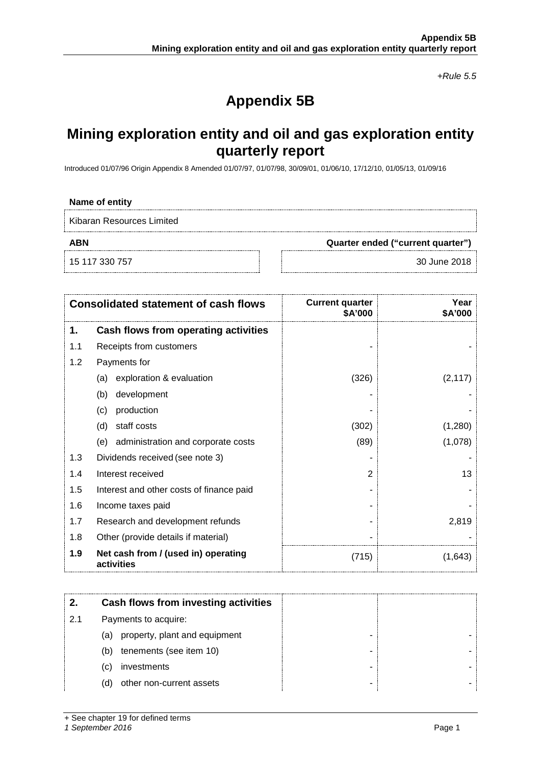*+Rule 5.5*

# Appendix 5B

## Mining exploration entity and oil and gas exploration entity quarterly report

Introduced 01/07/96 Origin Appendix 8 Amended 01/07/97, 01/07/98, 30/09/01, 01/06/10, 17/12/10, 01/05/13, 01/09/16

| Name of entity | |
|---|---|
| Kibaran Resources Limited | |
| **ABN** | **Quarter ended ("current quarter")** |
| 15 117 330 757 | 30 June 2018 |

| | Consolidated statement of cash flows | Current quarter $A'000 | Year $A'000 |
|---|---|---|---|
| **1.** | **Cash flows from operating activities** | | |
| 1.1 | Receipts from customers | - | - |
| 1.2 | Payments for | | |
| | (a) exploration & evaluation | (326) | (2,117) |
| | (b) development | - | - |
| | (c) production | - | - |
| | (d) staff costs | (302) | (1,280) |
| | (e) administration and corporate costs | (89) | (1,078) |
| 1.3 | Dividends received (see note 3) | - | - |
| 1.4 | Interest received | 2 | 13 |
| 1.5 | Interest and other costs of finance paid | - | - |
| 1.6 | Income taxes paid | - | - |
| 1.7 | Research and development refunds | - | 2,819 |
| 1.8 | Other (provide details if material) | - | - |
| **1.9** | **Net cash from / (used in) operating activities** | (715) | (1,643) |

| | | | |
|---|---|---|---|
| **2.** | **Cash flows from investing activities** | | |
| 2.1 | Payments to acquire: | | |
| | (a) property, plant and equipment | - | - |
| | (b) tenements (see item 10) | - | - |
| | (c) investments | - | - |
| | (d) other non-current assets | - | - |

+ See chapter 19 for defined terms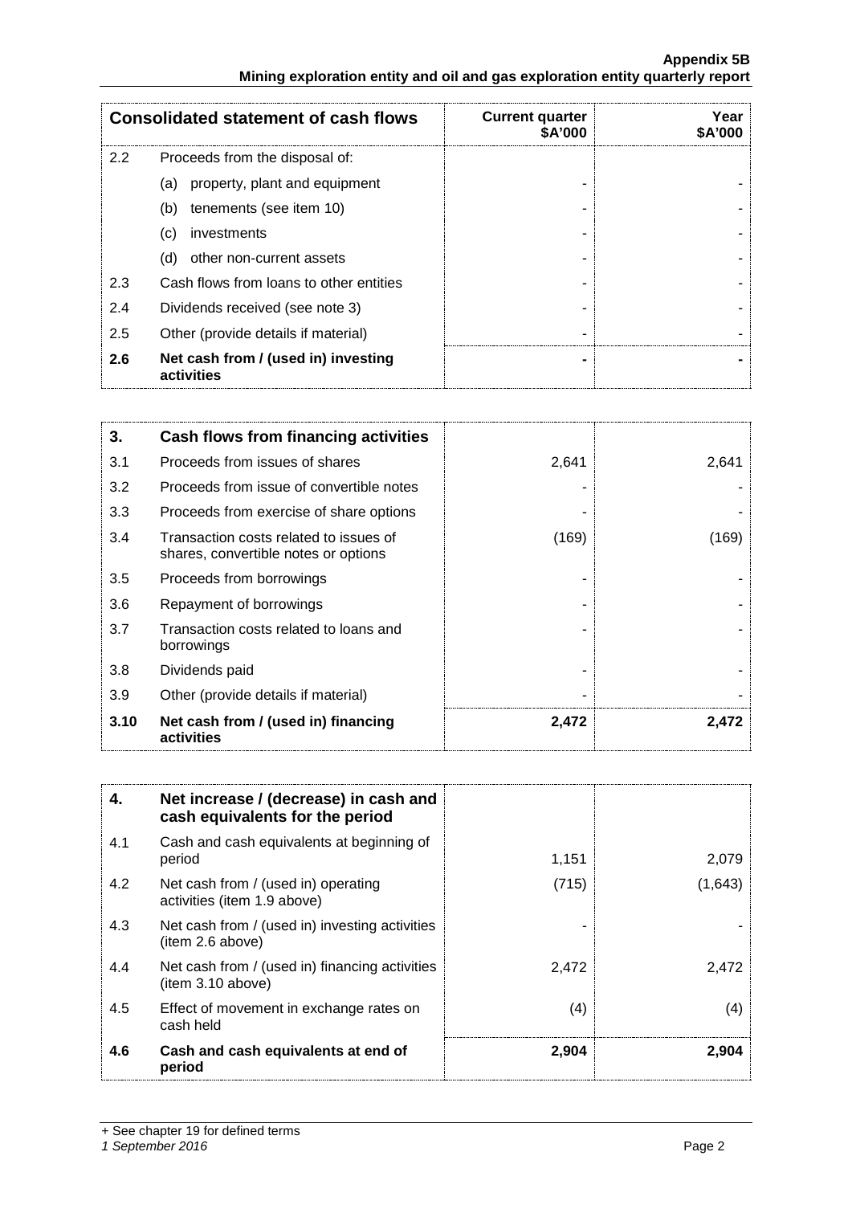| Consolidated statement of cash flows | | Current quarter $A'000 | Year $A'000 |
|---|---|---|---|
| 2.2 | Proceeds from the disposal of: | | |
| | (a) property, plant and equipment | - | - |
| | (b) tenements (see item 10) | - | - |
| | (c) investments | - | - |
| | (d) other non-current assets | - | - |
| 2.3 | Cash flows from loans to other entities | - | - |
| 2.4 | Dividends received (see note 3) | - | - |
| 2.5 | Other (provide details if material) | - | - |
| **2.6** | **Net cash from / (used in) investing activities** | **-** | **-** |

| 3. | Cash flows from financing activities | | |
|---|---|---|---|
| 3.1 | Proceeds from issues of shares | 2,641 | 2,641 |
| 3.2 | Proceeds from issue of convertible notes | - | - |
| 3.3 | Proceeds from exercise of share options | - | - |
| 3.4 | Transaction costs related to issues of shares, convertible notes or options | (169) | (169) |
| 3.5 | Proceeds from borrowings | - | - |
| 3.6 | Repayment of borrowings | - | - |
| 3.7 | Transaction costs related to loans and borrowings | - | - |
| 3.8 | Dividends paid | - | - |
| 3.9 | Other (provide details if material) | - | - |
| **3.10** | **Net cash from / (used in) financing activities** | **2,472** | **2,472** |

| 4. | Net increase / (decrease) in cash and cash equivalents for the period | | |
|---|---|---|---|
| 4.1 | Cash and cash equivalents at beginning of period | 1,151 | 2,079 |
| 4.2 | Net cash from / (used in) operating activities (item 1.9 above) | (715) | (1,643) |
| 4.3 | Net cash from / (used in) investing activities (item 2.6 above) | - | - |
| 4.4 | Net cash from / (used in) financing activities (item 3.10 above) | 2,472 | 2,472 |
| 4.5 | Effect of movement in exchange rates on cash held | (4) | (4) |
| **4.6** | **Cash and cash equivalents at end of period** | **2,904** | **2,904** |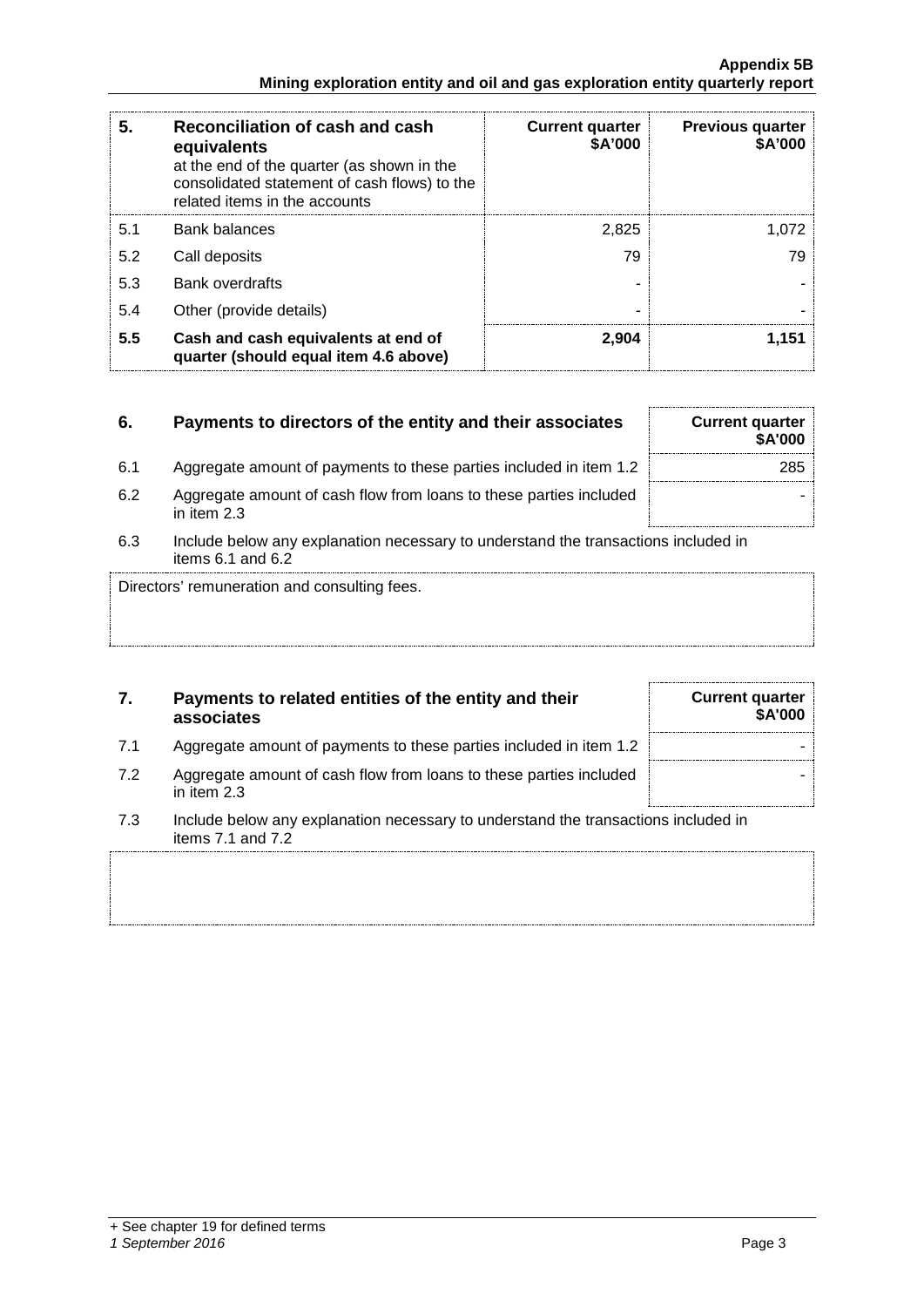| 5. | Reconciliation of cash and cash equivalents at the end of the quarter (as shown in the consolidated statement of cash flows) to the related items in the accounts | Current quarter $A'000 | Previous quarter $A'000 |
|---|---|---|---|
| 5.1 | Bank balances | 2,825 | 1,072 |
| 5.2 | Call deposits | 79 | 79 |
| 5.3 | Bank overdrafts | - | - |
| 5.4 | Other (provide details) | - | - |
| **5.5** | **Cash and cash equivalents at end of quarter (should equal item 4.6 above)** | **2,904** | **1,151** |

| 6. | Payments to directors of the entity and their associates | Current quarter $A'000 |
|---|---|---|
| 6.1 | Aggregate amount of payments to these parties included in item 1.2 | 285 |
| 6.2 | Aggregate amount of cash flow from loans to these parties included in item 2.3 | - |

6.3 Include below any explanation necessary to understand the transactions included in items 6.1 and 6.2

Directors' remuneration and consulting fees.

| 7. | Payments to related entities of the entity and their associates | Current quarter $A'000 |
|---|---|---|
| 7.1 | Aggregate amount of payments to these parties included in item 1.2 | - |
| 7.2 | Aggregate amount of cash flow from loans to these parties included in item 2.3 | - |

7.3 Include below any explanation necessary to understand the transactions included in items 7.1 and 7.2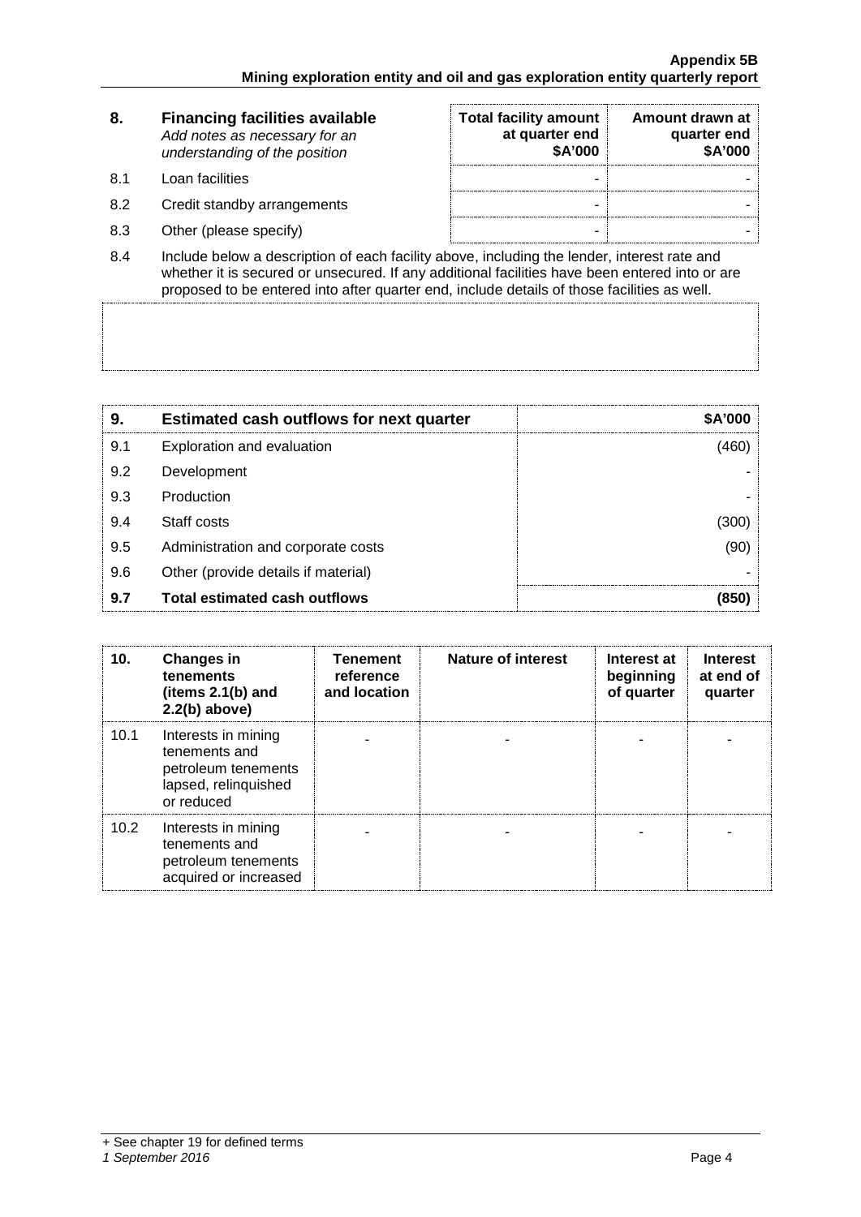| 8. | **Financing facilities available**<br>*Add notes as necessary for an understanding of the position* | **Total facility amount at quarter end $A'000** | **Amount drawn at quarter end $A'000** |
|---|---|---|---|
| 8.1 | Loan facilities | - | - |
| 8.2 | Credit standby arrangements | - | - |
| 8.3 | Other (please specify) | - | - |

8.4 Include below a description of each facility above, including the lender, interest rate and whether it is secured or unsecured. If any additional facilities have been entered into or are proposed to be entered into after quarter end, include details of those facilities as well.

| 9. | **Estimated cash outflows for next quarter** | **$A'000** |
|---|---|---|
| 9.1 | Exploration and evaluation | (460) |
| 9.2 | Development | - |
| 9.3 | Production | - |
| 9.4 | Staff costs | (300) |
| 9.5 | Administration and corporate costs | (90) |
| 9.6 | Other (provide details if material) | - |
| **9.7** | **Total estimated cash outflows** | **(850)** |

| 10. | **Changes in tenements (items 2.1(b) and 2.2(b) above)** | **Tenement reference and location** | **Nature of interest** | **Interest at beginning of quarter** | **Interest at end of quarter** |
|---|---|---|---|---|---|
| 10.1 | Interests in mining tenements and petroleum tenements lapsed, relinquished or reduced | - | - | - | - |
| 10.2 | Interests in mining tenements and petroleum tenements acquired or increased | - | - | - | - |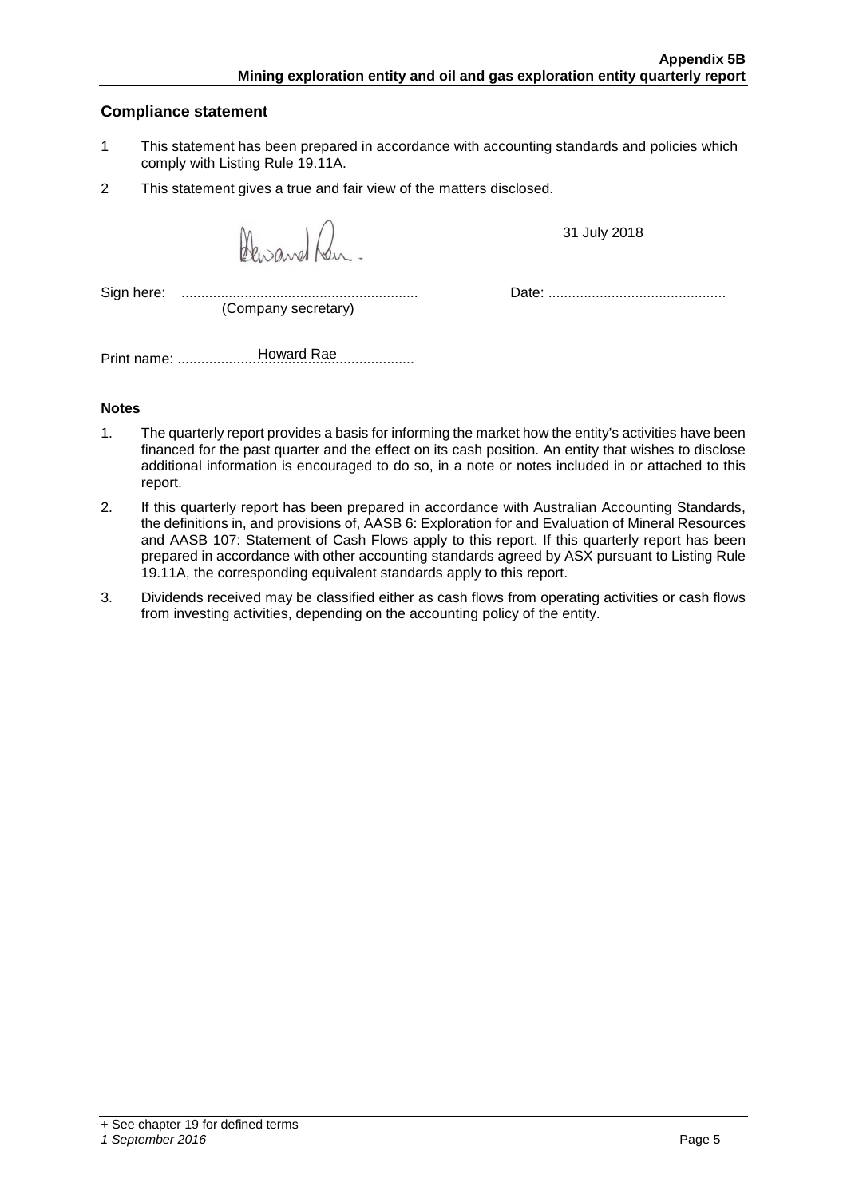## Compliance statement

1. This statement has been prepared in accordance with accounting standards and policies which comply with Listing Rule 19.11A.
2. This statement gives a true and fair view of the matters disclosed.

Sign here: ............................................................ (Company secretary)

Date: 31 July 2018

Print name: Howard Rae

### Notes

1. The quarterly report provides a basis for informing the market how the entity's activities have been financed for the past quarter and the effect on its cash position. An entity that wishes to disclose additional information is encouraged to do so, in a note or notes included in or attached to this report.
2. If this quarterly report has been prepared in accordance with Australian Accounting Standards, the definitions in, and provisions of, AASB 6: Exploration for and Evaluation of Mineral Resources and AASB 107: Statement of Cash Flows apply to this report. If this quarterly report has been prepared in accordance with other accounting standards agreed by ASX pursuant to Listing Rule 19.11A, the corresponding equivalent standards apply to this report.
3. Dividends received may be classified either as cash flows from operating activities or cash flows from investing activities, depending on the accounting policy of the entity.

+ See chapter 19 for defined terms

*1 September 2016*